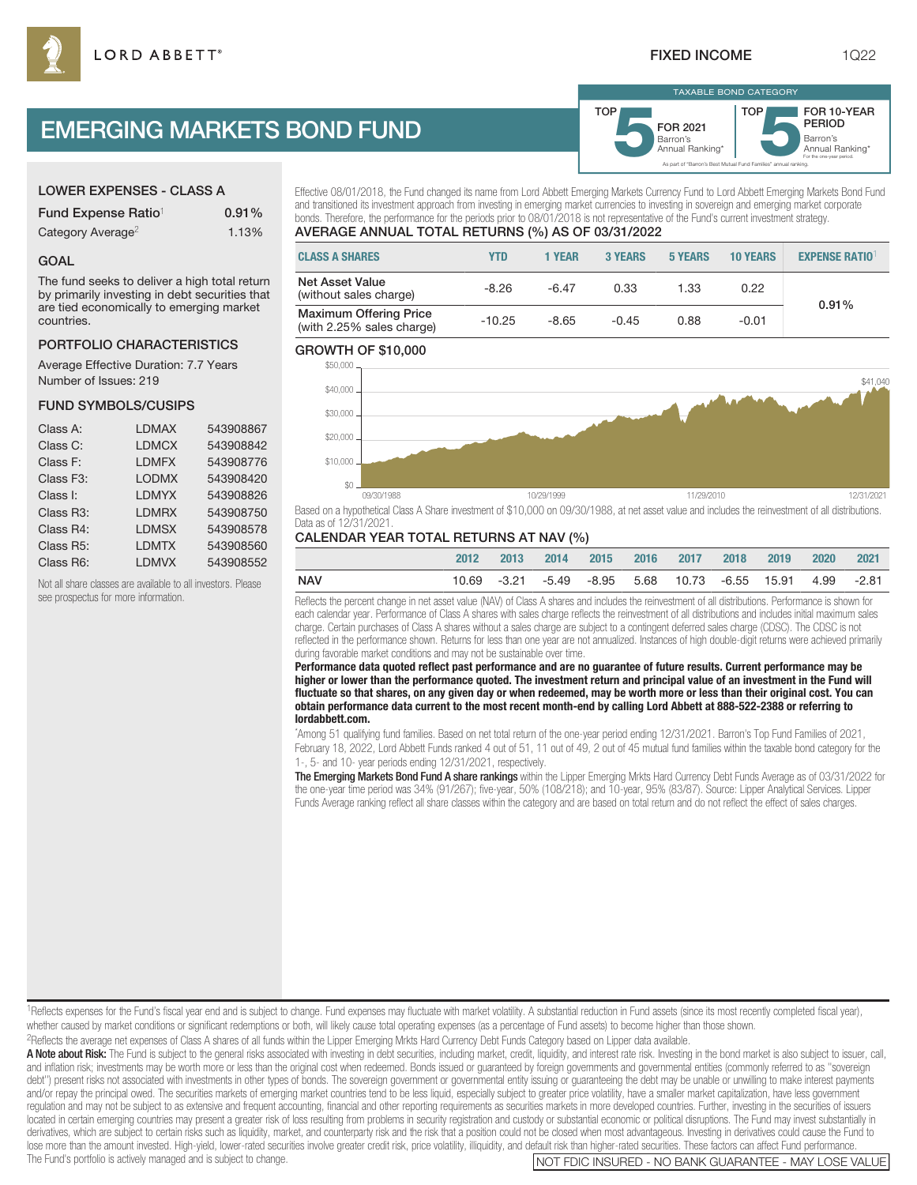LORD ABBETT®

FIXED INCOME

# EMERGING MARKETS BOND FUND

TAXABLE BOND CATEGORY

TOP 5 FOR 2021 Barron's Annual Ranking* | TOP 5 FOR 10-YEAR PERIOD Barron's Annual Ranking* For the one-year period.

As part of "Barron's Best Mutual Fund Families" annual ranking.

## LOWER EXPENSES - CLASS A

| | |
|---|---|
| Fund Expense Ratio[1] | 0.91% |
| Category Average[2] | 1.13% |

## GOAL

The fund seeks to deliver a high total return by primarily investing in debt securities that are tied economically to emerging market countries.

## PORTFOLIO CHARACTERISTICS

Average Effective Duration: 7.7 Years
Number of Issues: 219

## FUND SYMBOLS/CUSIPS

| | | |
|---|---|---|
| Class A: | LDMAX | 543908867 |
| Class C: | LDMCX | 543908842 |
| Class F: | LDMFX | 543908776 |
| Class F3: | LODMX | 543908420 |
| Class I: | LDMYX | 543908826 |
| Class R3: | LDMRX | 543908750 |
| Class R4: | LDMSX | 543908578 |
| Class R5: | LDMTX | 543908560 |
| Class R6: | LDMVX | 543908552 |

Not all share classes are available to all investors. Please see prospectus for more information.

Effective 08/01/2018, the Fund changed its name from Lord Abbett Emerging Markets Currency Fund to Lord Abbett Emerging Markets Bond Fund and transitioned its investment approach from investing in emerging market currencies to investing in sovereign and emerging market corporate bonds. Therefore, the performance for the periods prior to 08/01/2018 is not representative of the Fund's current investment strategy.

## AVERAGE ANNUAL TOTAL RETURNS (%) AS OF 03/31/2022

| CLASS A SHARES | YTD | 1 YEAR | 3 YEARS | 5 YEARS | 10 YEARS | EXPENSE RATIO[1] |
|---|---|---|---|---|---|---|
| Net Asset Value (without sales charge) | -8.26 | -6.47 | 0.33 | 1.33 | 0.22 | 0.91% |
| Maximum Offering Price (with 2.25% sales charge) | -10.25 | -8.65 | -0.45 | 0.88 | -0.01 | |

## GROWTH OF $10,000

$0 – $50,000; 09/30/1988, 10/29/1999, 11/29/2010, 12/31/2021; $41,040

Based on a hypothetical Class A Share investment of $10,000 on 09/30/1988, at net asset value and includes the reinvestment of all distributions. Data as of 12/31/2021.

## CALENDAR YEAR TOTAL RETURNS AT NAV (%)

| | 2012 | 2013 | 2014 | 2015 | 2016 | 2017 | 2018 | 2019 | 2020 | 2021 |
|---|---|---|---|---|---|---|---|---|---|---|
| NAV | 10.69 | -3.21 | -5.49 | -8.95 | 5.68 | 10.73 | -6.55 | 15.91 | 4.99 | -2.81 |

Reflects the percent change in net asset value (NAV) of Class A shares and includes the reinvestment of all distributions. Performance is shown for each calendar year. Performance of Class A shares with sales charge reflects the reinvestment of all distributions and includes initial maximum sales charge. Certain purchases of Class A shares without a sales charge are subject to a contingent deferred sales charge (CDSC). The CDSC is not reflected in the performance shown. Returns for less than one year are not annualized. Instances of high double-digit returns were achieved primarily during favorable market conditions and may not be sustainable over time.

**Performance data quoted reflect past performance and are no guarantee of future results. Current performance may be higher or lower than the performance quoted. The investment return and principal value of an investment in the Fund will fluctuate so that shares, on any given day or when redeemed, may be worth more or less than their original cost. You can obtain performance data current to the most recent month-end by calling Lord Abbett at 888-522-2388 or referring to lordabbett.com.**

*Among 51 qualifying fund families. Based on net total return of the one-year period ending 12/31/2021. Barron's Top Fund Families of 2021, February 18, 2022, Lord Abbett Funds ranked 4 out of 51, 11 out of 49, 2 out of 45 mutual fund families within the taxable bond category for the 1-, 5- and 10- year periods ending 12/31/2021, respectively.

**The Emerging Markets Bond Fund A share rankings** within the Lipper Emerging Mrkts Hard Currency Debt Funds Average as of 03/31/2022 for the one-year time period was 34% (91/267); five-year, 50% (108/218); and 10-year, 95% (83/87). Source: Lipper Analytical Services. Lipper Funds Average ranking reflect all share classes within the category and are based on total return and do not reflect the effect of sales charges.

[1]Reflects expenses for the Fund's fiscal year end and is subject to change. Fund expenses may fluctuate with market volatility. A substantial reduction in Fund assets (since its most recently completed fiscal year), whether caused by market conditions or significant redemptions or both, will likely cause total operating expenses (as a percentage of Fund assets) to become higher than those shown.

[2]Reflects the average net expenses of Class A shares of all funds within the Lipper Emerging Mrkts Hard Currency Debt Funds Category based on Lipper data available.

**A Note about Risk:** The Fund is subject to the general risks associated with investing in debt securities, including market, credit, liquidity, and interest rate risk. Investing in the bond market is also subject to issuer, call, and inflation risk; investments may be worth more or less than the original cost when redeemed. Bonds issued or guaranteed by foreign governments and governmental entities (commonly referred to as "sovereign debt") present risks not associated with investments in other types of bonds. The sovereign government or governmental entity issuing or guaranteeing the debt may be unable or unwilling to make interest payments and/or repay the principal owed. The securities markets of emerging market countries tend to be less liquid, especially subject to greater price volatility, have a smaller market capitalization, have less government regulation and may not be subject to as extensive and frequent accounting, financial and other reporting requirements as securities markets in more developed countries. Further, investing in the securities of issuers located in certain emerging countries may present a greater risk of loss resulting from problems in security registration and custody or substantial economic or political disruptions. The Fund may invest substantially in derivatives, which are subject to certain risks such as liquidity, market, and counterparty risk and the risk that a position could not be closed when most advantageous. Investing in derivatives could cause the Fund to lose more than the amount invested. High-yield, lower-rated securities involve greater credit risk, price volatility, illiquidity, and default risk than higher-rated securities. These factors can affect Fund performance. The Fund's portfolio is actively managed and is subject to change.

NOT FDIC INSURED - NO BANK GUARANTEE - MAY LOSE VALUE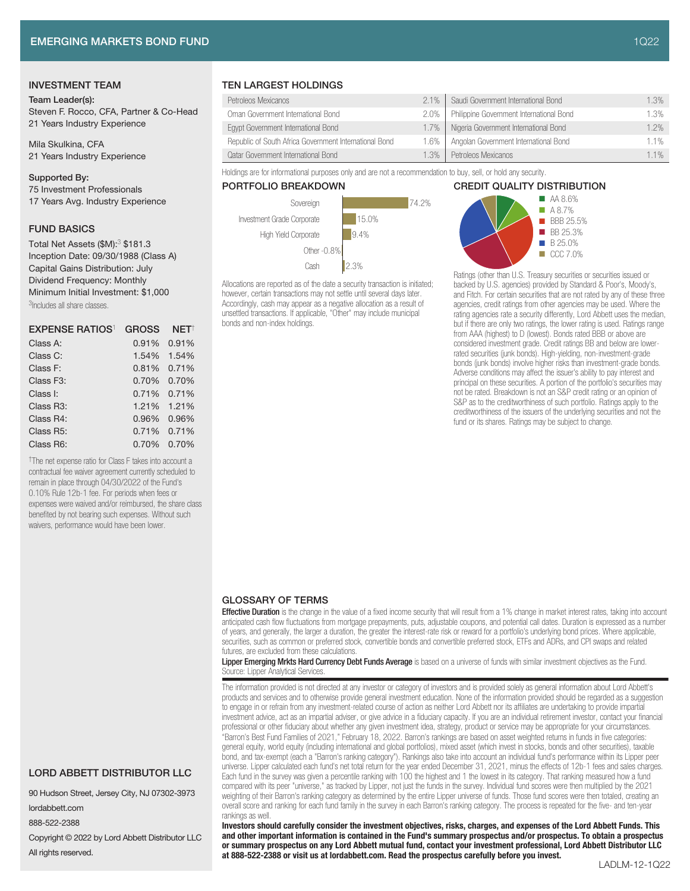## INVESTMENT TEAM

**Team Leader(s):**

Steven F. Rocco, CFA, Partner & Co-Head
21 Years Industry Experience

Mila Skulkina, CFA
21 Years Industry Experience

**Supported By:**
75 Investment Professionals
17 Years Avg. Industry Experience

## FUND BASICS

Total Net Assets ($M):[3] $181.3
Inception Date: 09/30/1988 (Class A)
Capital Gains Distribution: July
Dividend Frequency: Monthly
Minimum Initial Investment: $1,000

[3]Includes all share classes.

| EXPENSE RATIOS[†] | GROSS | NET[†] |
|---|---|---|
| Class A: | 0.91% | 0.91% |
| Class C: | 1.54% | 1.54% |
| Class F: | 0.81% | 0.71% |
| Class F3: | 0.70% | 0.70% |
| Class I: | 0.71% | 0.71% |
| Class R3: | 1.21% | 1.21% |
| Class R4: | 0.96% | 0.96% |
| Class R5: | 0.71% | 0.71% |
| Class R6: | 0.70% | 0.70% |

[†]The net expense ratio for Class F takes into account a contractual fee waiver agreement currently scheduled to remain in place through 04/30/2022 of the Fund's 0.10% Rule 12b-1 fee. For periods when fees or expenses were waived and/or reimbursed, the share class benefited by not bearing such expenses. Without such waivers, performance would have been lower.

## TEN LARGEST HOLDINGS

| | | | |
|---|---|---|---|
| Petroleos Mexicanos | 2.1% | Saudi Government International Bond | 1.3% |
| Oman Government International Bond | 2.0% | Philippine Government International Bond | 1.3% |
| Egypt Government International Bond | 1.7% | Nigeria Government International Bond | 1.2% |
| Republic of South Africa Government International Bond | 1.6% | Angolan Government International Bond | 1.1% |
| Qatar Government International Bond | 1.3% | Petroleos Mexicanos | 1.1% |

Holdings are for informational purposes only and are not a recommendation to buy, sell, or hold any security.

## PORTFOLIO BREAKDOWN

Sovereign 74.2%
Investment Grade Corporate 15.0%
High Yield Corporate 9.4%
Other -0.8%
Cash 2.3%

Allocations are reported as of the date a security transaction is initiated; however, certain transactions may not settle until several days later. Accordingly, cash may appear as a negative allocation as a result of unsettled transactions. If applicable, "Other" may include municipal bonds and non-index holdings.

## CREDIT QUALITY DISTRIBUTION

AA 8.6%
A 8.7%
BBB 25.5%
BB 25.3%
B 25.0%
CCC 7.0%

Ratings (other than U.S. Treasury securities or securities issued or backed by U.S. agencies) provided by Standard & Poor's, Moody's, and Fitch. For certain securities that are not rated by any of these three agencies, credit ratings from other agencies may be used. Where the rating agencies rate a security differently, Lord Abbett uses the median, but if there are only two ratings, the lower rating is used. Ratings range from AAA (highest) to D (lowest). Bonds rated BBB or above are considered investment grade. Credit ratings BB and below are lower-rated securities (junk bonds). High-yielding, non-investment-grade bonds (junk bonds) involve higher risks than investment-grade bonds. Adverse conditions may affect the issuer's ability to pay interest and principal on these securities. A portion of the portfolio's securities may not be rated. Breakdown is not an S&P credit rating or an opinion of S&P as to the creditworthiness of such portfolio. Ratings apply to the creditworthiness of the issuers of the underlying securities and not the fund or its shares. Ratings may be subject to change.

## GLOSSARY OF TERMS

**Effective Duration** is the change in the value of a fixed income security that will result from a 1% change in market interest rates, taking into account anticipated cash flow fluctuations from mortgage prepayments, puts, adjustable coupons, and potential call dates. Duration is expressed as a number of years, and generally, the larger a duration, the greater the interest-rate risk or reward for a portfolio's underlying bond prices. Where applicable, securities, such as common or preferred stock, convertible bonds and convertible preferred stock, ETFs and ADRs, and CPI swaps and related futures, are excluded from these calculations.

**Lipper Emerging Mrkts Hard Currency Debt Funds Average** is based on a universe of funds with similar investment objectives as the Fund. Source: Lipper Analytical Services.

The information provided is not directed at any investor or category of investors and is provided solely as general information about Lord Abbett's products and services and to otherwise provide general investment education. None of the information provided should be regarded as a suggestion to engage in or refrain from any investment-related course of action as neither Lord Abbett nor its affiliates are undertaking to provide impartial investment advice, act as an impartial adviser, or give advice in a fiduciary capacity. If you are an individual retirement investor, contact your financial professional or other fiduciary about whether any given investment idea, strategy, product or service may be appropriate for your circumstances.
"Barron's Best Fund Families of 2021," February 18, 2022. Barron's rankings are based on asset weighted returns in funds in five categories: general equity, world equity (including international and global portfolios), mixed asset (which invest in stocks, bonds and other securities), taxable bond, and tax-exempt (each a "Barron's ranking category"). Rankings also take into account an individual fund's performance within its Lipper peer universe. Lipper calculated each fund's net total return for the year ended December 31, 2021, minus the effects of 12b-1 fees and sales charges. Each fund in the survey was given a percentile ranking with 100 the highest and 1 the lowest in its category. That ranking measured how a fund compared with its peer "universe," as tracked by Lipper, not just the funds in the survey. Individual fund scores were then multiplied by the 2021 weighting of their Barron's ranking category as determined by the entire Lipper universe of funds. Those fund scores were then totaled, creating an overall score and ranking for each fund family in the survey in each Barron's ranking category. The process is repeated for the five- and ten-year rankings as well.

**Investors should carefully consider the investment objectives, risks, charges, and expenses of the Lord Abbett Funds. This and other important information is contained in the Fund's summary prospectus and/or prospectus. To obtain a prospectus or summary prospectus on any Lord Abbett mutual fund, contact your investment professional, Lord Abbett Distributor LLC at 888-522-2388 or visit us at lordabbett.com. Read the prospectus carefully before you invest.**

## LORD ABBETT DISTRIBUTOR LLC

90 Hudson Street, Jersey City, NJ 07302-3973

lordabbett.com

888-522-2388

Copyright © 2022 by Lord Abbett Distributor LLC

All rights reserved.

LADLM-12-1Q22